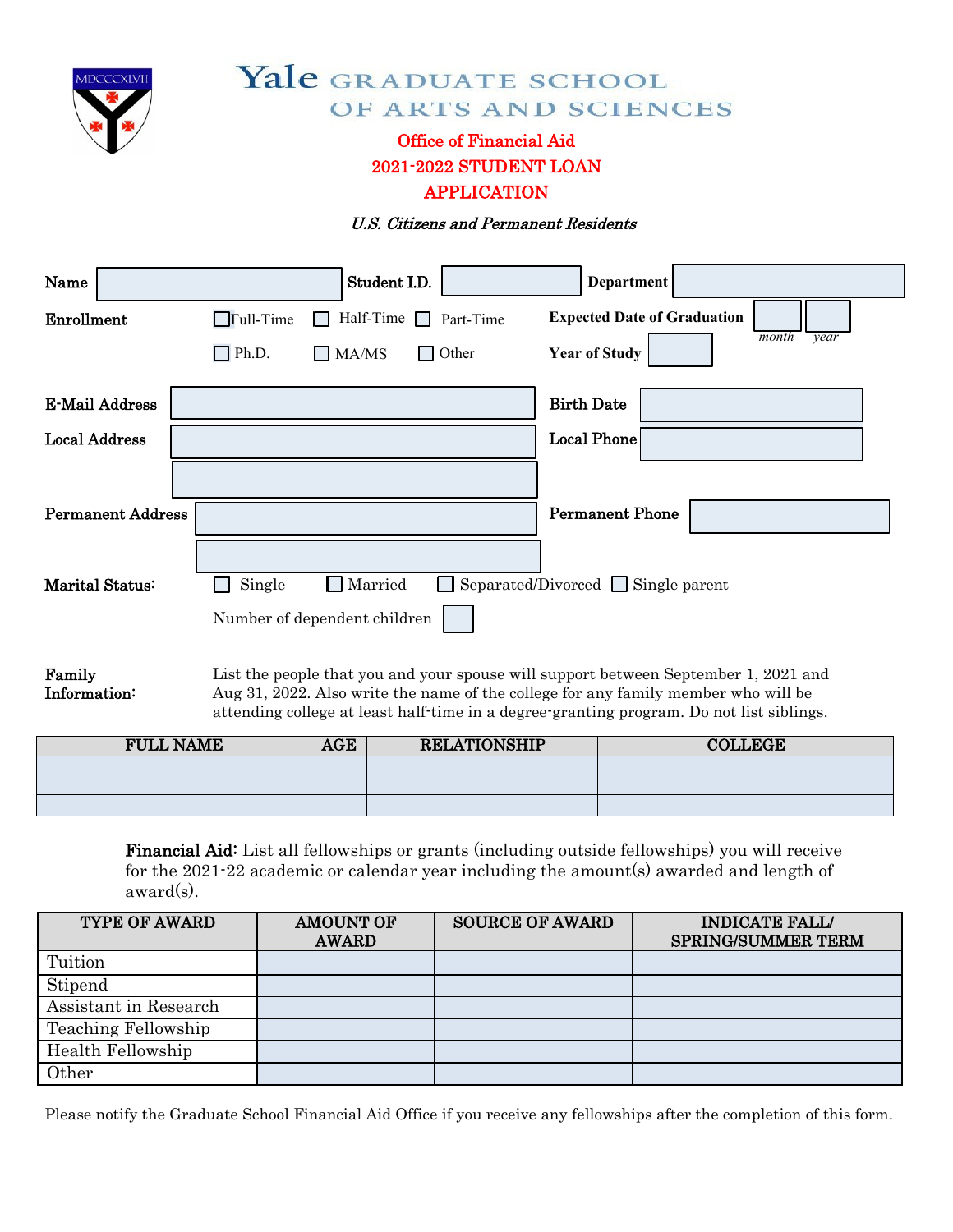# Yale GRADUATE SCHOOL OF ARTS AND SCIENCES

## Office of Financial Aid
## 2021-2022 STUDENT LOAN APPLICATION

*U.S. Citizens and Permanent Residents*

**Name** ____ **Student I.D.** ____ **Department** ____

**Enrollment** ☐ Full-Time ☐ Half-Time ☐ Part-Time **Expected Date of Graduation** ____ *month* ____ *year*

☐ Ph.D. ☐ MA/MS ☐ Other **Year of Study** ____

**E-Mail Address** ____ **Birth Date** ____

**Local Address** ____ **Local Phone** ____

**Permanent Address** ____ **Permanent Phone** ____

**Marital Status:** ☐ Single ☐ Married ☐ Separated/Divorced ☐ Single parent

Number of dependent children ____

**Family Information:** List the people that you and your spouse will support between September 1, 2021 and Aug 31, 2022. Also write the name of the college for any family member who will be attending college at least half-time in a degree-granting program. Do not list siblings.

| FULL NAME | AGE | RELATIONSHIP | COLLEGE |
|---|---|---|---|
| | | | |
| | | | |
| | | | |

**Financial Aid:** List all fellowships or grants (including outside fellowships) you will receive for the 2021-22 academic or calendar year including the amount(s) awarded and length of award(s).

| TYPE OF AWARD | AMOUNT OF AWARD | SOURCE OF AWARD | INDICATE FALL/ SPRING/SUMMER TERM |
|---|---|---|---|
| Tuition | | | |
| Stipend | | | |
| Assistant in Research | | | |
| Teaching Fellowship | | | |
| Health Fellowship | | | |
| Other | | | |

Please notify the Graduate School Financial Aid Office if you receive any fellowships after the completion of this form.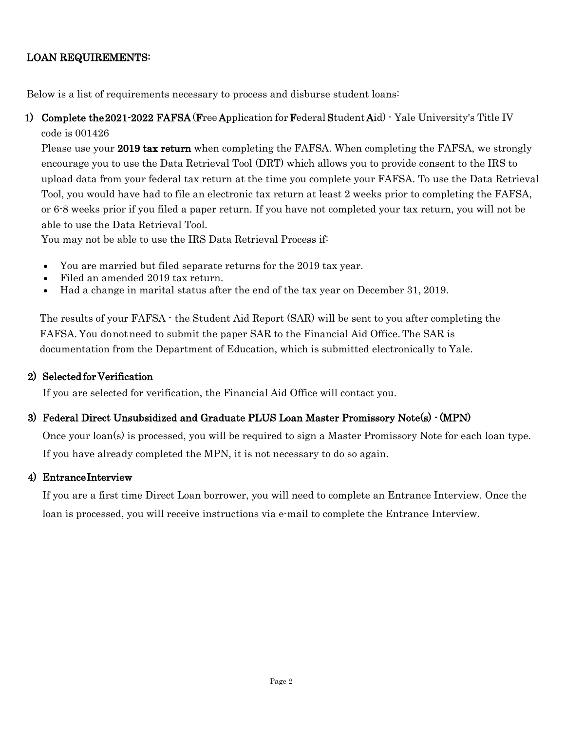## LOAN REQUIREMENTS:

Below is a list of requirements necessary to process and disburse student loans:

1) **Complete the 2021-2022 FAFSA** (**F**ree **A**pplication for **F**ederal **S**tudent **A**id) - Yale University's Title IV code is 001426

   Please use your **2019 tax return** when completing the FAFSA. When completing the FAFSA, we strongly encourage you to use the Data Retrieval Tool (DRT) which allows you to provide consent to the IRS to upload data from your federal tax return at the time you complete your FAFSA. To use the Data Retrieval Tool, you would have had to file an electronic tax return at least 2 weeks prior to completing the FAFSA, or 6-8 weeks prior if you filed a paper return. If you have not completed your tax return, you will not be able to use the Data Retrieval Tool.

   You may not be able to use the IRS Data Retrieval Process if:

   - You are married but filed separate returns for the 2019 tax year.
   - Filed an amended 2019 tax return.
   - Had a change in marital status after the end of the tax year on December 31, 2019.

   The results of your FAFSA - the Student Aid Report (SAR) will be sent to you after completing the FAFSA. You do not need to submit the paper SAR to the Financial Aid Office. The SAR is documentation from the Department of Education, which is submitted electronically to Yale.

2) **Selected for Verification**

   If you are selected for verification, the Financial Aid Office will contact you.

3) **Federal Direct Unsubsidized and Graduate PLUS Loan Master Promissory Note(s) - (MPN)**

   Once your loan(s) is processed, you will be required to sign a Master Promissory Note for each loan type. If you have already completed the MPN, it is not necessary to do so again.

4) **Entrance Interview**

   If you are a first time Direct Loan borrower, you will need to complete an Entrance Interview. Once the loan is processed, you will receive instructions via e-mail to complete the Entrance Interview.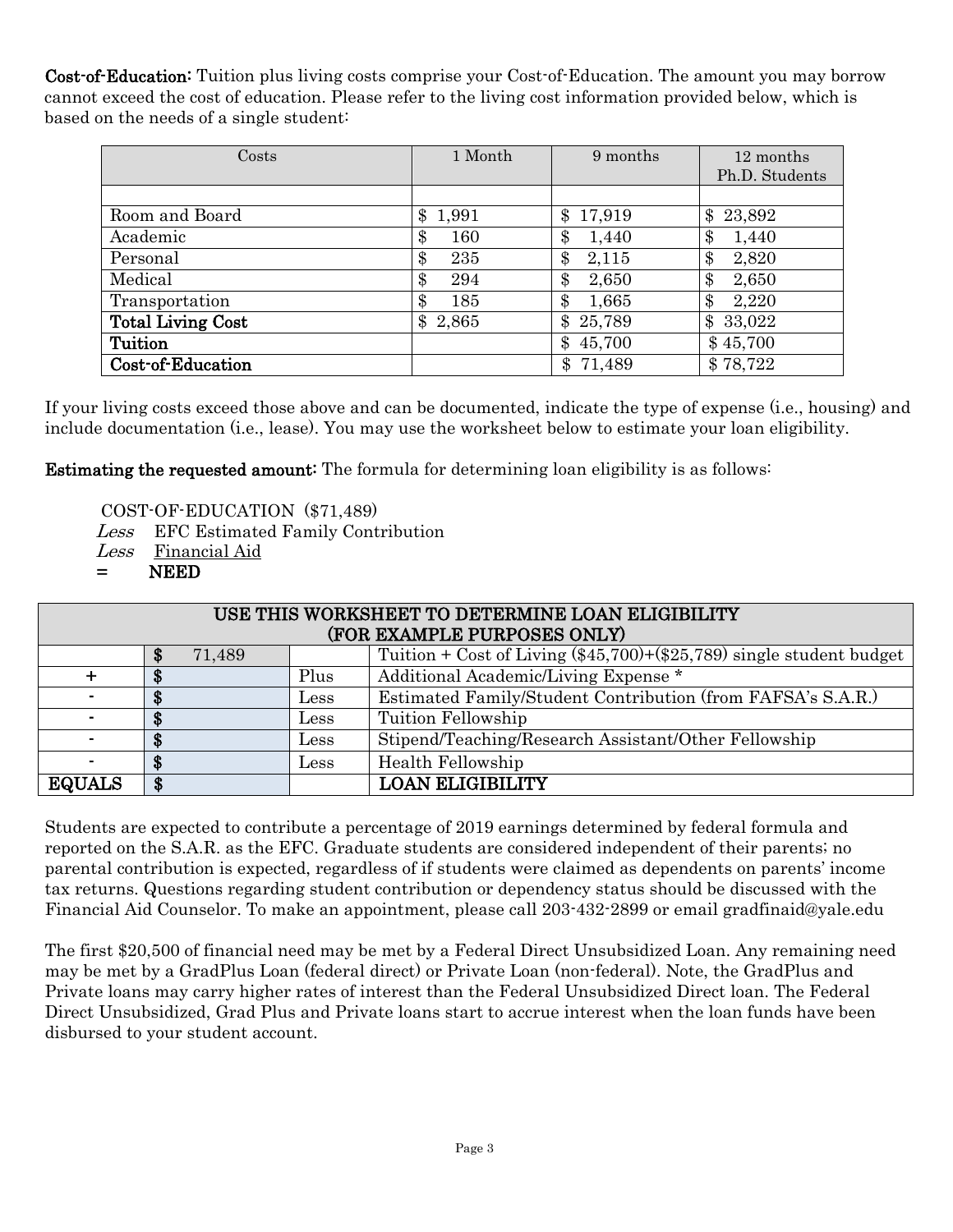**Cost-of-Education:** Tuition plus living costs comprise your Cost-of-Education. The amount you may borrow cannot exceed the cost of education. Please refer to the living cost information provided below, which is based on the needs of a single student:

| Costs | 1 Month | 9 months | 12 months Ph.D. Students |
|---|---|---|---|
| | | | |
| Room and Board | $ 1,991 | $ 17,919 | $ 23,892 |
| Academic | $ 160 | $ 1,440 | $ 1,440 |
| Personal | $ 235 | $ 2,115 | $ 2,820 |
| Medical | $ 294 | $ 2,650 | $ 2,650 |
| Transportation | $ 185 | $ 1,665 | $ 2,220 |
| **Total Living Cost** | $ 2,865 | $ 25,789 | $ 33,022 |
| **Tuition** | | $ 45,700 | $ 45,700 |
| **Cost-of-Education** | | $ 71,489 | $ 78,722 |

If your living costs exceed those above and can be documented, indicate the type of expense (i.e., housing) and include documentation (i.e., lease). You may use the worksheet below to estimate your loan eligibility.

**Estimating the requested amount:** The formula for determining loan eligibility is as follows:

COST-OF-EDUCATION ($71,489)
*Less* EFC Estimated Family Contribution
*Less* Financial Aid
**= NEED**

| USE THIS WORKSHEET TO DETERMINE LOAN ELIGIBILITY (FOR EXAMPLE PURPOSES ONLY) | | | |
|---|---|---|---|
| | $ 71,489 | | Tuition + Cost of Living ($45,700)+($25,789) single student budget |
| + | $ | Plus | Additional Academic/Living Expense * |
| - | $ | Less | Estimated Family/Student Contribution (from FAFSA's S.A.R.) |
| - | $ | Less | Tuition Fellowship |
| - | $ | Less | Stipend/Teaching/Research Assistant/Other Fellowship |
| - | $ | Less | Health Fellowship |
| **EQUALS** | $ | | **LOAN ELIGIBILITY** |

Students are expected to contribute a percentage of 2019 earnings determined by federal formula and reported on the S.A.R. as the EFC. Graduate students are considered independent of their parents; no parental contribution is expected, regardless of if students were claimed as dependents on parents' income tax returns. Questions regarding student contribution or dependency status should be discussed with the Financial Aid Counselor. To make an appointment, please call 203-432-2899 or email gradfinaid@yale.edu

The first $20,500 of financial need may be met by a Federal Direct Unsubsidized Loan. Any remaining need may be met by a GradPlus Loan (federal direct) or Private Loan (non-federal). Note, the GradPlus and Private loans may carry higher rates of interest than the Federal Unsubsidized Direct loan. The Federal Direct Unsubsidized, Grad Plus and Private loans start to accrue interest when the loan funds have been disbursed to your student account.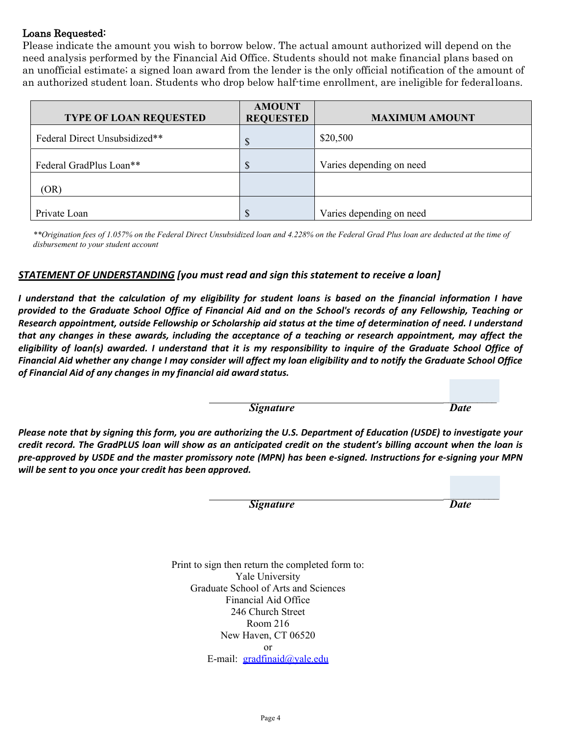### Loans Requested:

Please indicate the amount you wish to borrow below. The actual amount authorized will depend on the need analysis performed by the Financial Aid Office. Students should not make financial plans based on an unofficial estimate; a signed loan award from the lender is the only official notification of the amount of an authorized student loan. Students who drop below half-time enrollment, are ineligible for federal loans.

| TYPE OF LOAN REQUESTED | AMOUNT REQUESTED | MAXIMUM AMOUNT |
|---|---|---|
| Federal Direct Unsubsidized** | $ | $20,500 |
| Federal GradPlus Loan** | $ | Varies depending on need |
| (OR) | | |
| Private Loan | $ | Varies depending on need |

*\*\*Origination fees of 1.057% on the Federal Direct Unsubsidized loan and 4.228% on the Federal Grad Plus loan are deducted at the time of disbursement to your student account*

***<u>STATEMENT OF UNDERSTANDING</u> [you must read and sign this statement to receive a loan]***

***I understand that the calculation of my eligibility for student loans is based on the financial information I have provided to the Graduate School Office of Financial Aid and on the School's records of any Fellowship, Teaching or Research appointment, outside Fellowship or Scholarship aid status at the time of determination of need. I understand that any changes in these awards, including the acceptance of a teaching or research appointment, may affect the eligibility of loan(s) awarded. I understand that it is my responsibility to inquire of the Graduate School Office of Financial Aid whether any change I may consider will affect my loan eligibility and to notify the Graduate School Office of Financial Aid of any changes in my financial aid award status.***

_______________________________________ __________

***Signature*** ***Date***

***Please note that by signing this form, you are authorizing the U.S. Department of Education (USDE) to investigate your credit record. The GradPLUS loan will show as an anticipated credit on the student's billing account when the loan is pre-approved by USDE and the master promissory note (MPN) has been e-signed. Instructions for e-signing your MPN will be sent to you once your credit has been approved.***

_______________________________________ __________

***Signature*** ***Date***

Print to sign then return the completed form to:
Yale University
Graduate School of Arts and Sciences
Financial Aid Office
246 Church Street
Room 216
New Haven, CT 06520
or
E-mail: gradfinaid@yale.edu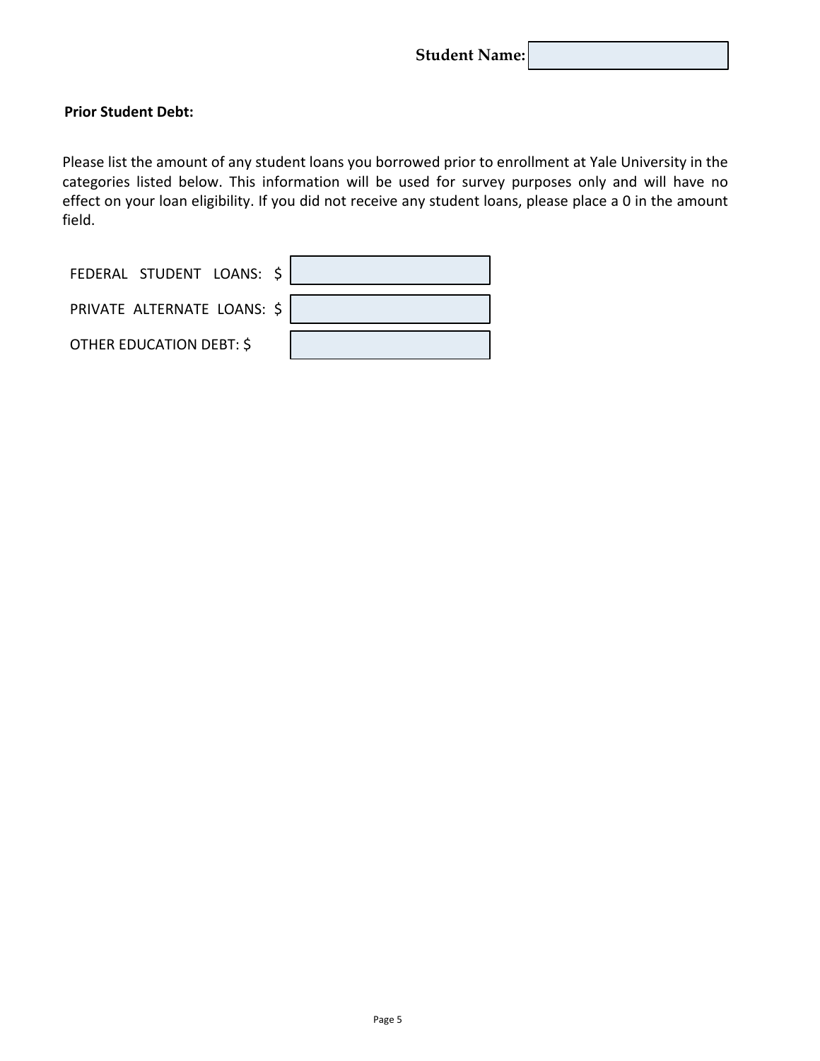**Student Name:**

**Prior Student Debt:**

Please list the amount of any student loans you borrowed prior to enrollment at Yale University in the categories listed below. This information will be used for survey purposes only and will have no effect on your loan eligibility. If you did not receive any student loans, please place a 0 in the amount field.

FEDERAL STUDENT LOANS: $

PRIVATE ALTERNATE LOANS: $

OTHER EDUCATION DEBT: $